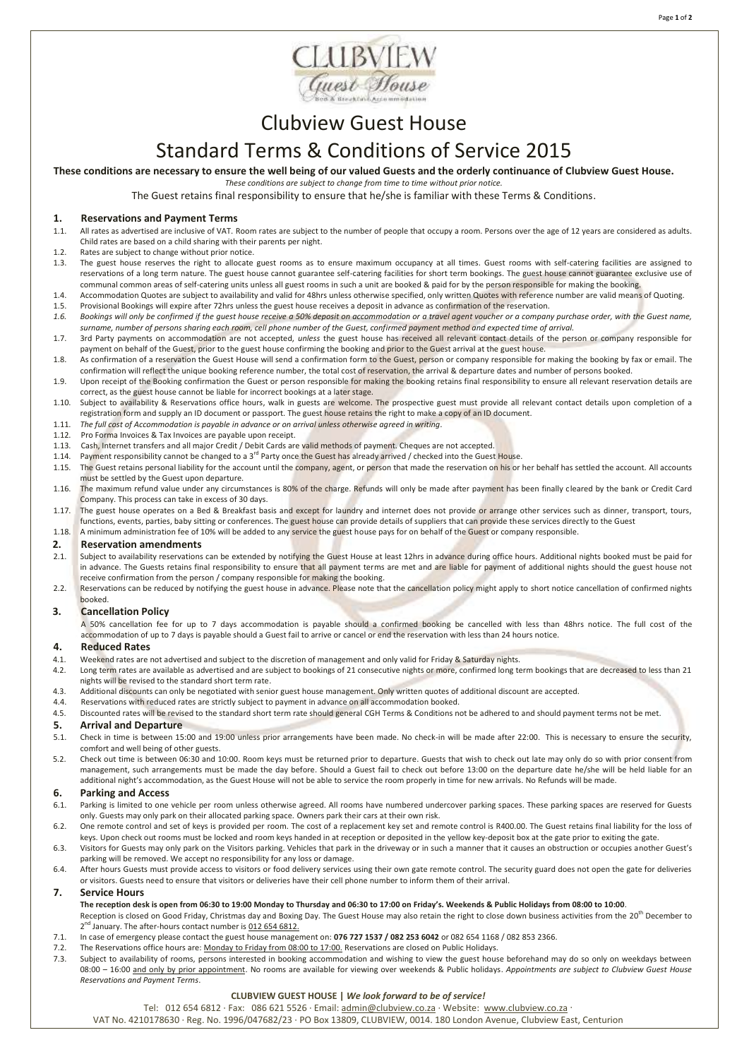# Clubview Guest House

# Standard Terms & Conditions of Service 2015

**These conditions are necessary to ensure the well being of our valued Guests and the orderly continuance of Clubview Guest House.**

*These conditions are subject to change from time to time without prior notice.*

The Guest retains final responsibility to ensure that he/she is familiar with these Terms & Conditions.

## 1. Reservations and Payment Terms

1.1. All rates as advertised are inclusive of VAT. Room rates are subject to the number of people that occupy a room. Persons over the age of 12 years are considered as adults. Child rates are based on a child sharing with their parents per night.

1.2. Rates are subject to change without prior notice.

1.3. The guest house reserves the right to allocate guest rooms as to ensure maximum occupancy at all times. Guest rooms with self-catering facilities are assigned to reservations of a long term nature. The guest house cannot guarantee self-catering facilities for short term bookings. The guest house cannot guarantee exclusive use of communal common areas of self-catering units unless all guest rooms in such a unit are booked & paid for by the person responsible for making the booking.

1.4. Accommodation Quotes are subject to availability and valid for 48hrs unless otherwise specified, only written Quotes with reference number are valid means of Quoting.

1.5. Provisional Bookings will expire after 72hrs unless the guest house receives a deposit in advance as confirmation of the reservation.

*1.6. Bookings will only be confirmed if the guest house receive a 50% deposit on accommodation or a travel agent voucher or a company purchase order, with the Guest name, surname, number of persons sharing each room, cell phone number of the Guest, confirmed payment method and expected time of arrival.*

1.7. 3rd Party payments on accommodation are not accepted, *unless* the guest house has received all relevant contact details of the person or company responsible for payment on behalf of the Guest, prior to the guest house confirming the booking and prior to the Guest arrival at the guest house.

1.8. As confirmation of a reservation the Guest House will send a confirmation form to the Guest, person or company responsible for making the booking by fax or email. The confirmation will reflect the unique booking reference number, the total cost of reservation, the arrival & departure dates and number of persons booked.

1.9. Upon receipt of the Booking confirmation the Guest or person responsible for making the booking retains final responsibility to ensure all relevant reservation details are correct, as the guest house cannot be liable for incorrect bookings at a later stage.

1.10. Subject to availability & Reservations office hours, walk in guests are welcome. The prospective guest must provide all relevant contact details upon completion of a registration form and supply an ID document or passport. The guest house retains the right to make a copy of an ID document.

1.11. *The full cost of Accommodation is payable in advance or on arrival unless otherwise agreed in writing*.

1.12. Pro Forma Invoices & Tax Invoices are payable upon receipt.

1.13. Cash, Internet transfers and all major Credit / Debit Cards are valid methods of payment. Cheques are not accepted.

1.14. Payment responsibility cannot be changed to a 3rd Party once the Guest has already arrived / checked into the Guest House.

1.15. The Guest retains personal liability for the account until the company, agent, or person that made the reservation on his or her behalf has settled the account. All accounts must be settled by the Guest upon departure.

1.16. The maximum refund value under any circumstances is 80% of the charge. Refunds will only be made after payment has been finally cleared by the bank or Credit Card Company. This process can take in excess of 30 days.

1.17. The guest house operates on a Bed & Breakfast basis and except for laundry and internet does not provide or arrange other services such as dinner, transport, tours, functions, events, parties, baby sitting or conferences. The guest house can provide details of suppliers that can provide these services directly to the Guest

1.18. A minimum administration fee of 10% will be added to any service the guest house pays for on behalf of the Guest or company responsible.

## 2. Reservation amendments

2.1. Subject to availability reservations can be extended by notifying the Guest House at least 12hrs in advance during office hours. Additional nights booked must be paid for in advance. The Guests retains final responsibility to ensure that all payment terms are met and are liable for payment of additional nights should the guest house not receive confirmation from the person / company responsible for making the booking.

2.2. Reservations can be reduced by notifying the guest house in advance. Please note that the cancellation policy might apply to short notice cancellation of confirmed nights booked.

## 3. Cancellation Policy

A 50% cancellation fee for up to 7 days accommodation is payable should a confirmed booking be cancelled with less than 48hrs notice. The full cost of the accommodation of up to 7 days is payable should a Guest fail to arrive or cancel or end the reservation with less than 24 hours notice.

## 4. Reduced Rates

4.1. Weekend rates are not advertised and subject to the discretion of management and only valid for Friday & Saturday nights.

4.2. Long term rates are available as advertised and are subject to bookings of 21 consecutive nights or more, confirmed long term bookings that are decreased to less than 21 nights will be revised to the standard short term rate.

4.3. Additional discounts can only be negotiated with senior guest house management. Only written quotes of additional discount are accepted.

4.4. Reservations with reduced rates are strictly subject to payment in advance on all accommodation booked.

4.5. Discounted rates will be revised to the standard short term rate should general CGH Terms & Conditions not be adhered to and should payment terms not be met.

## 5. Arrival and Departure

5.1. Check in time is between 15:00 and 19:00 unless prior arrangements have been made. No check-in will be made after 22:00. This is necessary to ensure the security, comfort and well being of other guests.

5.2. Check out time is between 06:30 and 10:00. Room keys must be returned prior to departure. Guests that wish to check out late may only do so with prior consent from management, such arrangements must be made the day before. Should a Guest fail to check out before 13:00 on the departure date he/she will be held liable for an additional night's accommodation, as the Guest House will not be able to service the room properly in time for new arrivals. No Refunds will be made.

## 6. Parking and Access

6.1. Parking is limited to one vehicle per room unless otherwise agreed. All rooms have numbered undercover parking spaces. These parking spaces are reserved for Guests only. Guests may only park on their allocated parking space. Owners park their cars at their own risk.

6.2. One remote control and set of keys is provided per room. The cost of a replacement key set and remote control is R400.00. The Guest retains final liability for the loss of keys. Upon check out rooms must be locked and room keys handed in at reception or deposited in the yellow key-deposit box at the gate prior to exiting the gate.

6.3. Visitors for Guests may only park on the Visitors parking. Vehicles that park in the driveway or in such a manner that it causes an obstruction or occupies another Guest's parking will be removed. We accept no responsibility for any loss or damage.

6.4. After hours Guests must provide access to visitors or food delivery services using their own gate remote control. The security guard does not open the gate for deliveries or visitors. Guests need to ensure that visitors or deliveries have their cell phone number to inform them of their arrival.

## 7. Service Hours

**The reception desk is open from 06:30 to 19:00 Monday to Thursday and 06:30 to 17:00 on Friday's. Weekends & Public Holidays from 08:00 to 10:00**.

Reception is closed on Good Friday, Christmas day and Boxing Day. The Guest House may also retain the right to close down business activities from the 20th December to 2nd January. The after-hours contact number is 012 654 6812.

7.1. In case of emergency please contact the guest house management on: **076 727 1537 / 082 253 6042** or 082 654 1168 / 082 853 2366.

7.2. The Reservations office hours are: Monday to Friday from 08:00 to 17:00. Reservations are closed on Public Holidays.

7.3. Subject to availability of rooms, persons interested in booking accommodation and wishing to view the guest house beforehand may do so only on weekdays between 08:00 – 16:00 and only by prior appointment. No rooms are available for viewing over weekends & Public holidays. *Appointments are subject to Clubview Guest House Reservations and Payment Terms*.

**CLUBVIEW GUEST HOUSE |** ***We look forward to be of service!***

Tel: 012 654 6812 · Fax: 086 621 5526 · Email: admin@clubview.co.za · Website: www.clubview.co.za ·
VAT No. 4210178630 · Reg. No. 1996/047682/23 · PO Box 13809, CLUBVIEW, 0014. 180 London Avenue, Clubview East, Centurion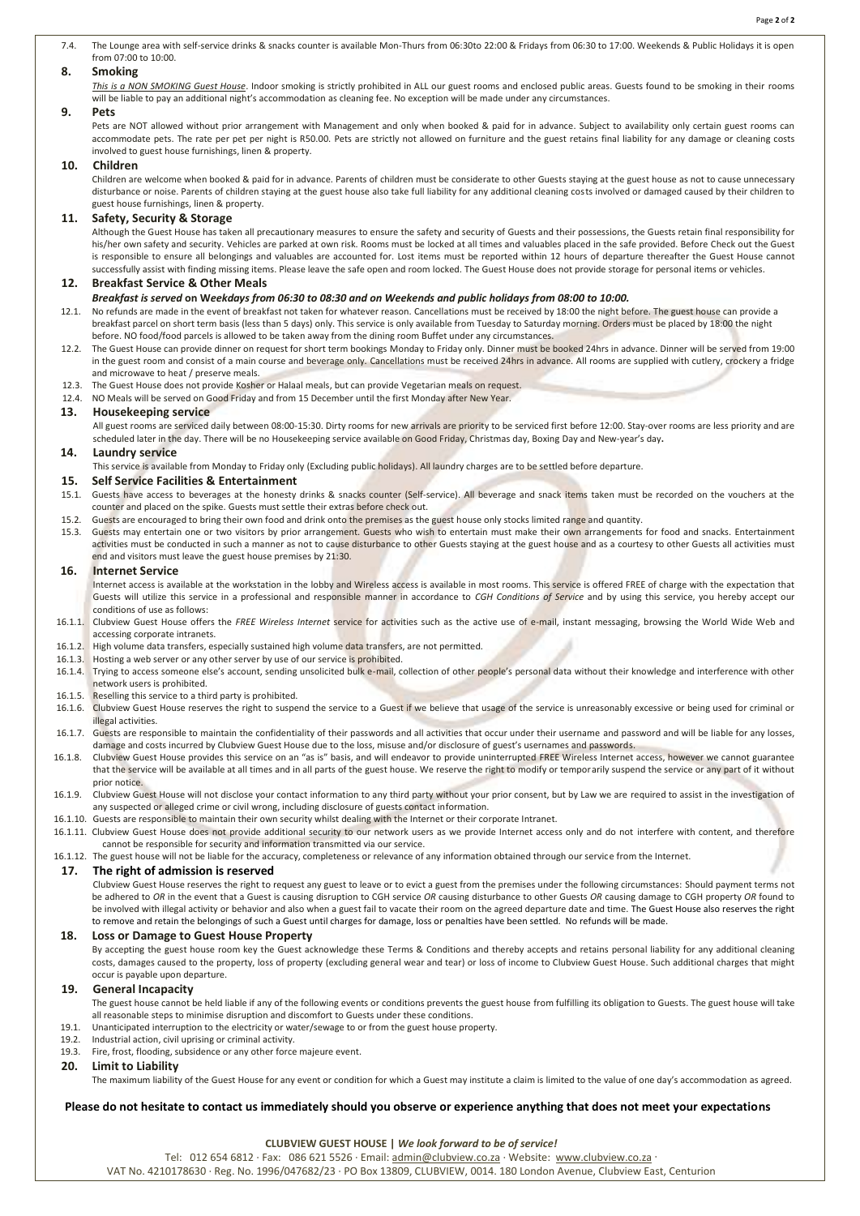7.4. The Lounge area with self-service drinks & snacks counter is available Mon-Thurs from 06:30to 22:00 & Fridays from 06:30 to 17:00. Weekends & Public Holidays it is open from 07:00 to 10:00.

## 8. Smoking

*This is a NON SMOKING Guest House*. Indoor smoking is strictly prohibited in ALL our guest rooms and enclosed public areas. Guests found to be smoking in their rooms will be liable to pay an additional night's accommodation as cleaning fee. No exception will be made under any circumstances.

## 9. Pets

Pets are NOT allowed without prior arrangement with Management and only when booked & paid for in advance. Subject to availability only certain guest rooms can accommodate pets. The rate per pet per night is R50.00. Pets are strictly not allowed on furniture and the guest retains final liability for any damage or cleaning costs involved to guest house furnishings, linen & property.

## 10. Children

Children are welcome when booked & paid for in advance. Parents of children must be considerate to other Guests staying at the guest house as not to cause unnecessary disturbance or noise. Parents of children staying at the guest house also take full liability for any additional cleaning costs involved or damaged caused by their children to guest house furnishings, linen & property.

## 11. Safety, Security & Storage

Although the Guest House has taken all precautionary measures to ensure the safety and security of Guests and their possessions, the Guests retain final responsibility for his/her own safety and security. Vehicles are parked at own risk. Rooms must be locked at all times and valuables placed in the safe provided. Before Check out the Guest is responsible to ensure all belongings and valuables are accounted for. Lost items must be reported within 12 hours of departure thereafter the Guest House cannot successfully assist with finding missing items. Please leave the safe open and room locked. The Guest House does not provide storage for personal items or vehicles.

## 12. Breakfast Service & Other Meals

***Breakfast is served* on *Weekdays from 06:30 to 08:30 and on Weekends and public holidays from 08:00 to 10:00.***

12.1. No refunds are made in the event of breakfast not taken for whatever reason. Cancellations must be received by 18:00 the night before. The guest house can provide a breakfast parcel on short term basis (less than 5 days) only. This service is only available from Tuesday to Saturday morning. Orders must be placed by 18:00 the night before. NO food/food parcels is allowed to be taken away from the dining room Buffet under any circumstances.

12.2. The Guest House can provide dinner on request for short term bookings Monday to Friday only. Dinner must be booked 24hrs in advance. Dinner will be served from 19:00 in the guest room and consist of a main course and beverage only. Cancellations must be received 24hrs in advance. All rooms are supplied with cutlery, crockery a fridge and microwave to heat / preserve meals.

12.3. The Guest House does not provide Kosher or Halaal meals, but can provide Vegetarian meals on request.

12.4. NO Meals will be served on Good Friday and from 15 December until the first Monday after New Year.

## 13. Housekeeping service

All guest rooms are serviced daily between 08:00-15:30. Dirty rooms for new arrivals are priority to be serviced first before 12:00. Stay-over rooms are less priority and are scheduled later in the day. There will be no Housekeeping service available on Good Friday, Christmas day, Boxing Day and New-year's day**.**

## 14. Laundry service

This service is available from Monday to Friday only (Excluding public holidays). All laundry charges are to be settled before departure.

## 15. Self Service Facilities & Entertainment

15.1. Guests have access to beverages at the honesty drinks & snacks counter (Self-service). All beverage and snack items taken must be recorded on the vouchers at the counter and placed on the spike. Guests must settle their extras before check out.

15.2. Guests are encouraged to bring their own food and drink onto the premises as the guest house only stocks limited range and quantity.

15.3. Guests may entertain one or two visitors by prior arrangement. Guests who wish to entertain must make their own arrangements for food and snacks. Entertainment activities must be conducted in such a manner as not to cause disturbance to other Guests staying at the guest house and as a courtesy to other Guests all activities must end and visitors must leave the guest house premises by 21:30.

## 16. Internet Service

Internet access is available at the workstation in the lobby and Wireless access is available in most rooms. This service is offered FREE of charge with the expectation that Guests will utilize this service in a professional and responsible manner in accordance to *CGH Conditions of Service* and by using this service, you hereby accept our conditions of use as follows:

16.1.1. Clubview Guest House offers the *FREE Wireless Internet* service for activities such as the active use of e-mail, instant messaging, browsing the World Wide Web and accessing corporate intranets.

16.1.2. High volume data transfers, especially sustained high volume data transfers, are not permitted.

16.1.3. Hosting a web server or any other server by use of our service is prohibited.

16.1.4. Trying to access someone else's account, sending unsolicited bulk e-mail, collection of other people's personal data without their knowledge and interference with other network users is prohibited.

16.1.5. Reselling this service to a third party is prohibited.

16.1.6. Clubview Guest House reserves the right to suspend the service to a Guest if we believe that usage of the service is unreasonably excessive or being used for criminal or illegal activities.

16.1.7. Guests are responsible to maintain the confidentiality of their passwords and all activities that occur under their username and password and will be liable for any losses, damage and costs incurred by Clubview Guest House due to the loss, misuse and/or disclosure of guest's usernames and passwords.

16.1.8. Clubview Guest House provides this service on an "as is" basis, and will endeavor to provide uninterrupted FREE Wireless Internet access, however we cannot guarantee that the service will be available at all times and in all parts of the guest house. We reserve the right to modify or temporarily suspend the service or any part of it without prior notice.

16.1.9. Clubview Guest House will not disclose your contact information to any third party without your prior consent, but by Law we are required to assist in the investigation of any suspected or alleged crime or civil wrong, including disclosure of guests contact information.

16.1.10. Guests are responsible to maintain their own security whilst dealing with the Internet or their corporate Intranet.

16.1.11. Clubview Guest House does not provide additional security to our network users as we provide Internet access only and do not interfere with content, and therefore cannot be responsible for security and information transmitted via our service.

16.1.12. The guest house will not be liable for the accuracy, completeness or relevance of any information obtained through our service from the Internet.

## 17. The right of admission is reserved

Clubview Guest House reserves the right to request any guest to leave or to evict a guest from the premises under the following circumstances: Should payment terms not be adhered to *OR* in the event that a Guest is causing disruption to CGH service *OR* causing disturbance to other Guests *OR* causing damage to CGH property *OR* found to be involved with illegal activity or behavior and also when a guest fail to vacate their room on the agreed departure date and time. The Guest House also reserves the right to remove and retain the belongings of such a Guest until charges for damage, loss or penalties have been settled. No refunds will be made.

## 18. Loss or Damage to Guest House Property

By accepting the guest house room key the Guest acknowledge these Terms & Conditions and thereby accepts and retains personal liability for any additional cleaning costs, damages caused to the property, loss of property (excluding general wear and tear) or loss of income to Clubview Guest House. Such additional charges that might occur is payable upon departure.

## 19. General Incapacity

The guest house cannot be held liable if any of the following events or conditions prevents the guest house from fulfilling its obligation to Guests. The guest house will take all reasonable steps to minimise disruption and discomfort to Guests under these conditions.

19.1. Unanticipated interruption to the electricity or water/sewage to or from the guest house property.

19.2. Industrial action, civil uprising or criminal activity.

19.3. Fire, frost, flooding, subsidence or any other force majeure event.

## 20. Limit to Liability

The maximum liability of the Guest House for any event or condition for which a Guest may institute a claim is limited to the value of one day's accommodation as agreed.

**Please do not hesitate to contact us immediately should you observe or experience anything that does not meet your expectations**

**CLUBVIEW GUEST HOUSE |** ***We look forward to be of service!***

Tel: 012 654 6812 · Fax: 086 621 5526 · Email: admin@clubview.co.za · Website: www.clubview.co.za ·
VAT No. 4210178630 · Reg. No. 1996/047682/23 · PO Box 13809, CLUBVIEW, 0014. 180 London Avenue, Clubview East, Centurion